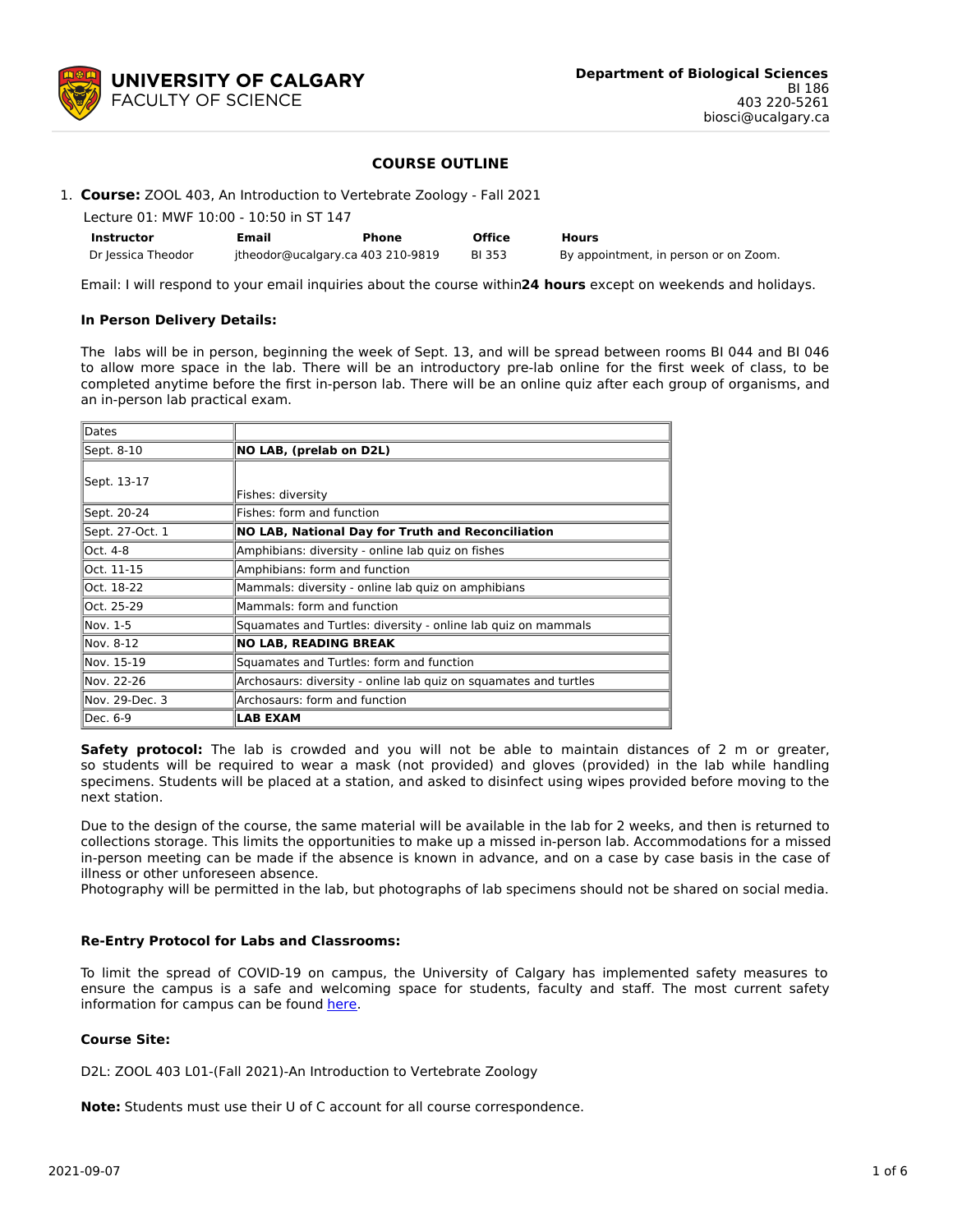Department of Biological Sciences
BI 186
403 220-5261
biosci@ucalgary.ca

# COURSE OUTLINE

1. **Course:** ZOOL 403, An Introduction to Vertebrate Zoology - Fall 2021

Lecture 01: MWF 10:00 - 10:50 in ST 147

| Instructor | Email | Phone | Office | Hours |
|---|---|---|---|---|
| Dr Jessica Theodor | jtheodor@ucalgary.ca | 403 210-9819 | BI 353 | By appointment, in person or on Zoom. |

Email: I will respond to your email inquiries about the course within **24 hours** except on weekends and holidays.

**In Person Delivery Details:**

The labs will be in person, beginning the week of Sept. 13, and will be spread between rooms BI 044 and BI 046 to allow more space in the lab. There will be an introductory pre-lab online for the first week of class, to be completed anytime before the first in-person lab. There will be an online quiz after each group of organisms, and an in-person lab practical exam.

| Dates | |
|---|---|
| Sept. 8-10 | **NO LAB, (prelab on D2L)** |
| Sept. 13-17 | Fishes: diversity |
| Sept. 20-24 | Fishes: form and function |
| Sept. 27-Oct. 1 | **NO LAB, National Day for Truth and Reconciliation** |
| Oct. 4-8 | Amphibians: diversity - online lab quiz on fishes |
| Oct. 11-15 | Amphibians: form and function |
| Oct. 18-22 | Mammals: diversity - online lab quiz on amphibians |
| Oct. 25-29 | Mammals: form and function |
| Nov. 1-5 | Squamates and Turtles: diversity - online lab quiz on mammals |
| Nov. 8-12 | **NO LAB, READING BREAK** |
| Nov. 15-19 | Squamates and Turtles: form and function |
| Nov. 22-26 | Archosaurs: diversity - online lab quiz on squamates and turtles |
| Nov. 29-Dec. 3 | Archosaurs: form and function |
| Dec. 6-9 | **LAB EXAM** |

**Safety protocol:** The lab is crowded and you will not be able to maintain distances of 2 m or greater, so students will be required to wear a mask (not provided) and gloves (provided) in the lab while handling specimens. Students will be placed at a station, and asked to disinfect using wipes provided before moving to the next station.

Due to the design of the course, the same material will be available in the lab for 2 weeks, and then is returned to collections storage. This limits the opportunities to make up a missed in-person lab. Accommodations for a missed in-person meeting can be made if the absence is known in advance, and on a case by case basis in the case of illness or other unforeseen absence.
Photography will be permitted in the lab, but photographs of lab specimens should not be shared on social media.

**Re-Entry Protocol for Labs and Classrooms:**

To limit the spread of COVID-19 on campus, the University of Calgary has implemented safety measures to ensure the campus is a safe and welcoming space for students, faculty and staff. The most current safety information for campus can be found here.

**Course Site:**

D2L: ZOOL 403 L01-(Fall 2021)-An Introduction to Vertebrate Zoology

**Note:** Students must use their U of C account for all course correspondence.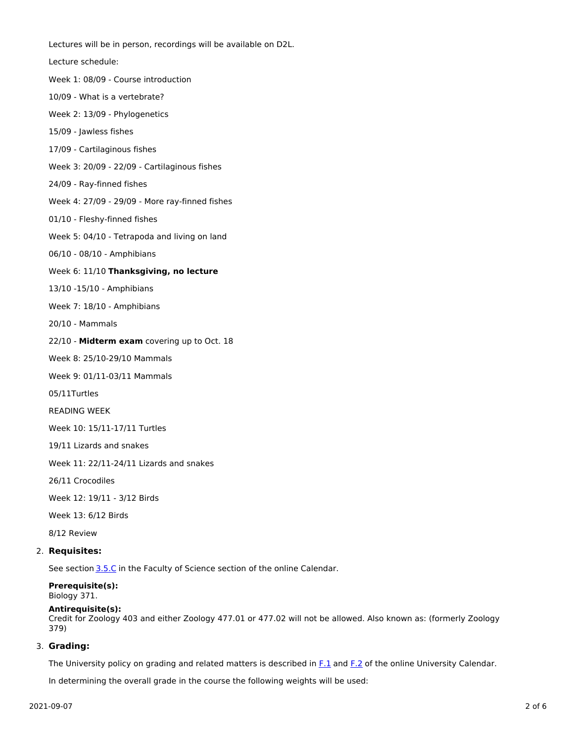Lectures will be in person, recordings will be available on D2L.

Lecture schedule:

Week 1: 08/09 - Course introduction

10/09 - What is a vertebrate?

Week 2: 13/09 - Phylogenetics

15/09 - Jawless fishes

17/09 - Cartilaginous fishes

Week 3: 20/09 - 22/09 - Cartilaginous fishes

24/09 - Ray-finned fishes

Week 4: 27/09 - 29/09 - More ray-finned fishes

01/10 - Fleshy-finned fishes

Week 5: 04/10 - Tetrapoda and living on land

06/10 - 08/10 - Amphibians

Week 6: 11/10 **Thanksgiving, no lecture**

13/10 -15/10 - Amphibians

Week 7: 18/10 - Amphibians

20/10 - Mammals

22/10 - **Midterm exam** covering up to Oct. 18

Week 8: 25/10-29/10 Mammals

Week 9: 01/11-03/11 Mammals

05/11Turtles

READING WEEK

Week 10: 15/11-17/11 Turtles

19/11 Lizards and snakes

Week 11: 22/11-24/11 Lizards and snakes

26/11 Crocodiles

Week 12: 19/11 - 3/12 Birds

Week 13: 6/12 Birds

8/12 Review

2. **Requisites:**

See section 3.5.C in the Faculty of Science section of the online Calendar.

**Prerequisite(s):**
Biology 371.

**Antirequisite(s):**
Credit for Zoology 403 and either Zoology 477.01 or 477.02 will not be allowed. Also known as: (formerly Zoology 379)

3. **Grading:**

The University policy on grading and related matters is described in F.1 and F.2 of the online University Calendar.

In determining the overall grade in the course the following weights will be used: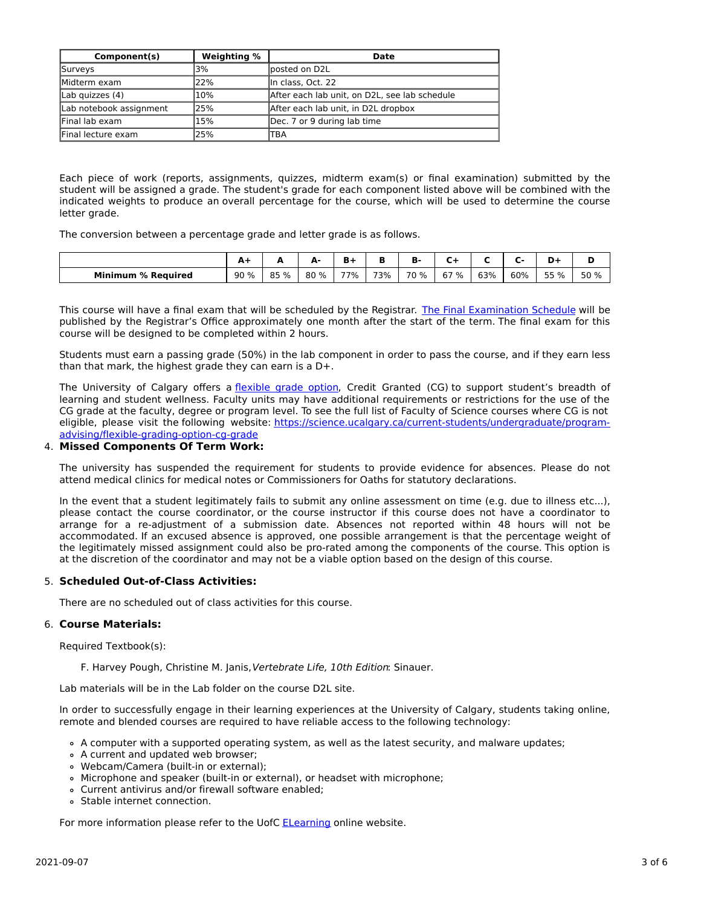| Component(s) | Weighting % | Date |
|---|---|---|
| Surveys | 3% | posted on D2L |
| Midterm exam | 22% | In class, Oct. 22 |
| Lab quizzes (4) | 10% | After each lab unit, on D2L, see lab schedule |
| Lab notebook assignment | 25% | After each lab unit, in D2L dropbox |
| Final lab exam | 15% | Dec. 7 or 9 during lab time |
| Final lecture exam | 25% | TBA |

Each piece of work (reports, assignments, quizzes, midterm exam(s) or final examination) submitted by the student will be assigned a grade. The student's grade for each component listed above will be combined with the indicated weights to produce an overall percentage for the course, which will be used to determine the course letter grade.

The conversion between a percentage grade and letter grade is as follows.

| | A+ | A | A- | B+ | B | B- | C+ | C | C- | D+ | D |
|---|---|---|---|---|---|---|---|---|---|---|---|
| **Minimum % Required** | 90 % | 85 % | 80 % | 77% | 73% | 70 % | 67 % | 63% | 60% | 55 % | 50 % |

This course will have a final exam that will be scheduled by the Registrar. [The Final Examination Schedule] will be published by the Registrar's Office approximately one month after the start of the term. The final exam for this course will be designed to be completed within 2 hours.

Students must earn a passing grade (50%) in the lab component in order to pass the course, and if they earn less than that mark, the highest grade they can earn is a D+.

The University of Calgary offers a [flexible grade option], Credit Granted (CG) to support student's breadth of learning and student wellness. Faculty units may have additional requirements or restrictions for the use of the CG grade at the faculty, degree or program level. To see the full list of Faculty of Science courses where CG is not eligible, please visit the following website: https://science.ucalgary.ca/current-students/undergraduate/program-advising/flexible-grading-option-cg-grade

4. **Missed Components Of Term Work:**

The university has suspended the requirement for students to provide evidence for absences. Please do not attend medical clinics for medical notes or Commissioners for Oaths for statutory declarations.

In the event that a student legitimately fails to submit any online assessment on time (e.g. due to illness etc...), please contact the course coordinator, or the course instructor if this course does not have a coordinator to arrange for a re-adjustment of a submission date. Absences not reported within 48 hours will not be accommodated. If an excused absence is approved, one possible arrangement is that the percentage weight of the legitimately missed assignment could also be pro-rated among the components of the course. This option is at the discretion of the coordinator and may not be a viable option based on the design of this course.

5. **Scheduled Out-of-Class Activities:**

There are no scheduled out of class activities for this course.

6. **Course Materials:**

Required Textbook(s):

F. Harvey Pough, Christine M. Janis, *Vertebrate Life, 10th Edition*: Sinauer.

Lab materials will be in the Lab folder on the course D2L site.

In order to successfully engage in their learning experiences at the University of Calgary, students taking online, remote and blended courses are required to have reliable access to the following technology:

- A computer with a supported operating system, as well as the latest security, and malware updates;
- A current and updated web browser;
- Webcam/Camera (built-in or external);
- Microphone and speaker (built-in or external), or headset with microphone;
- Current antivirus and/or firewall software enabled;
- Stable internet connection.

For more information please refer to the UofC [ELearning] online website.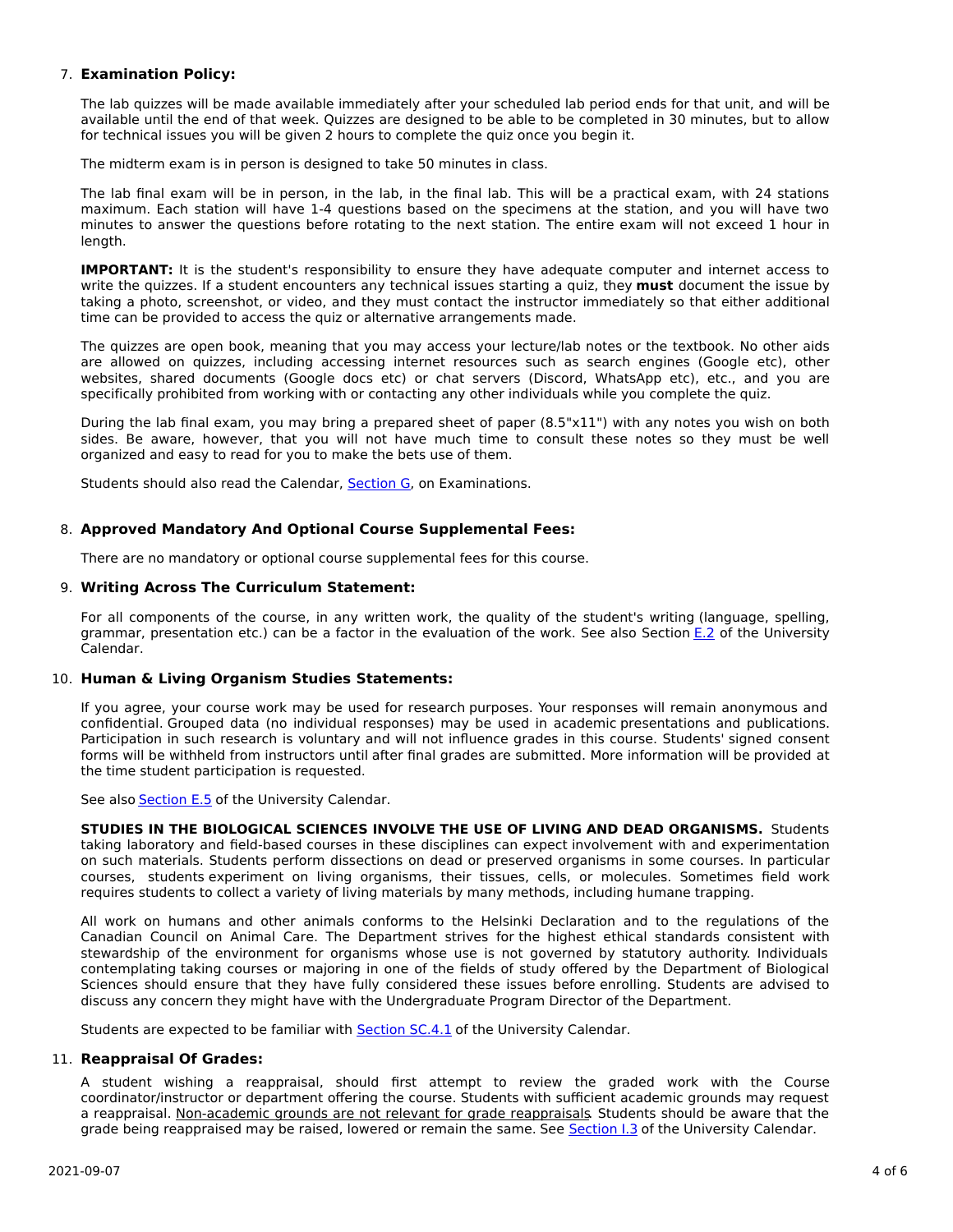7. **Examination Policy:**

   The lab quizzes will be made available immediately after your scheduled lab period ends for that unit, and will be available until the end of that week. Quizzes are designed to be able to be completed in 30 minutes, but to allow for technical issues you will be given 2 hours to complete the quiz once you begin it.

   The midterm exam is in person is designed to take 50 minutes in class.

   The lab final exam will be in person, in the lab, in the final lab. This will be a practical exam, with 24 stations maximum. Each station will have 1-4 questions based on the specimens at the station, and you will have two minutes to answer the questions before rotating to the next station. The entire exam will not exceed 1 hour in length.

   **IMPORTANT:** It is the student's responsibility to ensure they have adequate computer and internet access to write the quizzes. If a student encounters any technical issues starting a quiz, they **must** document the issue by taking a photo, screenshot, or video, and they must contact the instructor immediately so that either additional time can be provided to access the quiz or alternative arrangements made.

   The quizzes are open book, meaning that you may access your lecture/lab notes or the textbook. No other aids are allowed on quizzes, including accessing internet resources such as search engines (Google etc), other websites, shared documents (Google docs etc) or chat servers (Discord, WhatsApp etc), etc., and you are specifically prohibited from working with or contacting any other individuals while you complete the quiz.

   During the lab final exam, you may bring a prepared sheet of paper (8.5"x11") with any notes you wish on both sides. Be aware, however, that you will not have much time to consult these notes so they must be well organized and easy to read for you to make the bets use of them.

   Students should also read the Calendar, Section G, on Examinations.

8. **Approved Mandatory And Optional Course Supplemental Fees:**

   There are no mandatory or optional course supplemental fees for this course.

9. **Writing Across The Curriculum Statement:**

   For all components of the course, in any written work, the quality of the student's writing (language, spelling, grammar, presentation etc.) can be a factor in the evaluation of the work. See also Section E.2 of the University Calendar.

10. **Human & Living Organism Studies Statements:**

    If you agree, your course work may be used for research purposes. Your responses will remain anonymous and confidential. Grouped data (no individual responses) may be used in academic presentations and publications. Participation in such research is voluntary and will not influence grades in this course. Students' signed consent forms will be withheld from instructors until after final grades are submitted. More information will be provided at the time student participation is requested.

    See also Section E.5 of the University Calendar.

    **STUDIES IN THE BIOLOGICAL SCIENCES INVOLVE THE USE OF LIVING AND DEAD ORGANISMS.** Students taking laboratory and field-based courses in these disciplines can expect involvement with and experimentation on such materials. Students perform dissections on dead or preserved organisms in some courses. In particular courses, students experiment on living organisms, their tissues, cells, or molecules. Sometimes field work requires students to collect a variety of living materials by many methods, including humane trapping.

    All work on humans and other animals conforms to the Helsinki Declaration and to the regulations of the Canadian Council on Animal Care. The Department strives for the highest ethical standards consistent with stewardship of the environment for organisms whose use is not governed by statutory authority. Individuals contemplating taking courses or majoring in one of the fields of study offered by the Department of Biological Sciences should ensure that they have fully considered these issues before enrolling. Students are advised to discuss any concern they might have with the Undergraduate Program Director of the Department.

    Students are expected to be familiar with Section SC.4.1 of the University Calendar.

11. **Reappraisal Of Grades:**

    A student wishing a reappraisal, should first attempt to review the graded work with the Course coordinator/instructor or department offering the course. Students with sufficient academic grounds may request a reappraisal. Non-academic grounds are not relevant for grade reappraisals. Students should be aware that the grade being reappraised may be raised, lowered or remain the same. See Section I.3 of the University Calendar.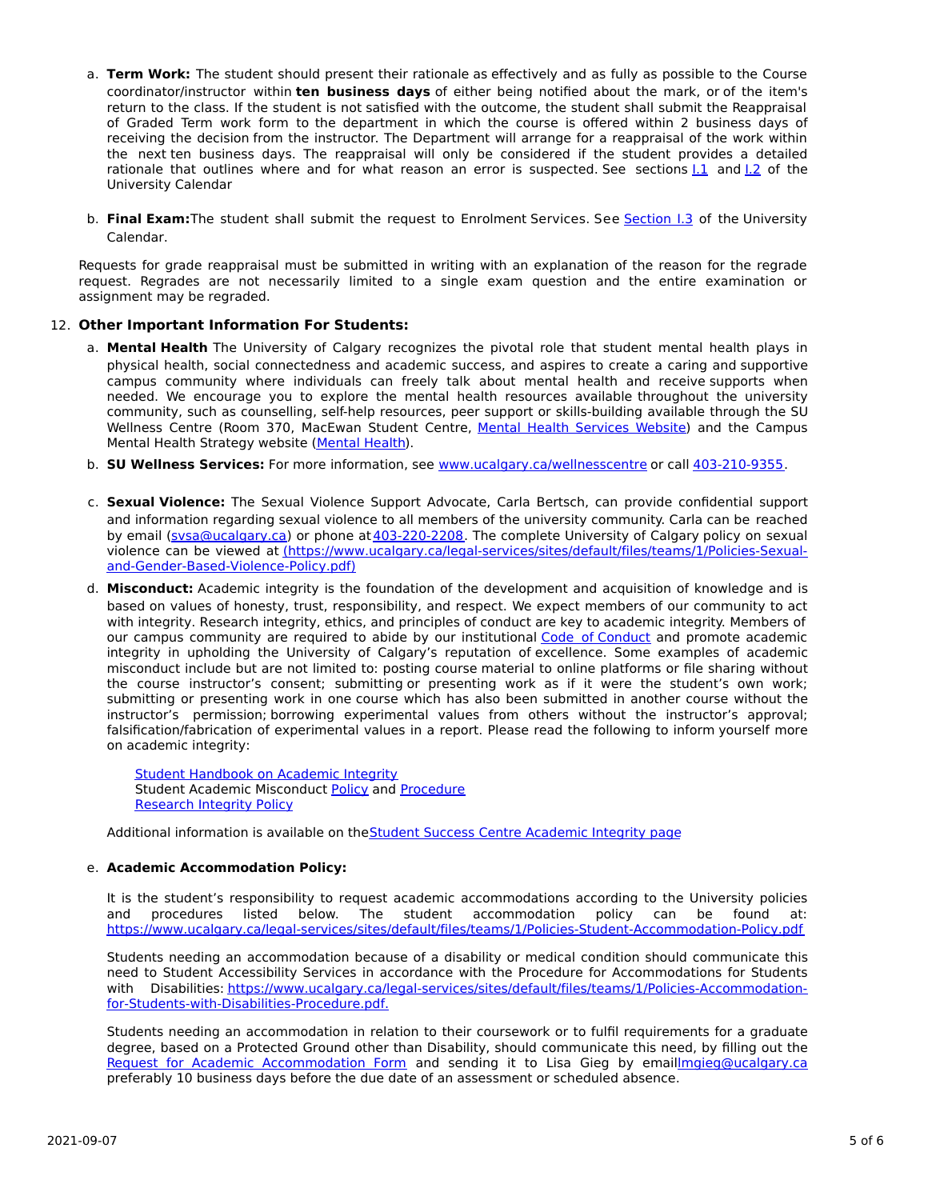a. **Term Work:** The student should present their rationale as effectively and as fully as possible to the Course coordinator/instructor within **ten business days** of either being notified about the mark, or of the item's return to the class. If the student is not satisfied with the outcome, the student shall submit the Reappraisal of Graded Term work form to the department in which the course is offered within 2 business days of receiving the decision from the instructor. The Department will arrange for a reappraisal of the work within the next ten business days. The reappraisal will only be considered if the student provides a detailed rationale that outlines where and for what reason an error is suspected. See sections I.1 and I.2 of the University Calendar

b. **Final Exam:**The student shall submit the request to Enrolment Services. See Section I.3 of the University Calendar.

Requests for grade reappraisal must be submitted in writing with an explanation of the reason for the regrade request. Regrades are not necessarily limited to a single exam question and the entire examination or assignment may be regraded.

12. **Other Important Information For Students:**

a. **Mental Health** The University of Calgary recognizes the pivotal role that student mental health plays in physical health, social connectedness and academic success, and aspires to create a caring and supportive campus community where individuals can freely talk about mental health and receive supports when needed. We encourage you to explore the mental health resources available throughout the university community, such as counselling, self-help resources, peer support or skills-building available through the SU Wellness Centre (Room 370, MacEwan Student Centre, Mental Health Services Website) and the Campus Mental Health Strategy website (Mental Health).

b. **SU Wellness Services:** For more information, see www.ucalgary.ca/wellnesscentre or call 403-210-9355.

c. **Sexual Violence:** The Sexual Violence Support Advocate, Carla Bertsch, can provide confidential support and information regarding sexual violence to all members of the university community. Carla can be reached by email (svsa@ucalgary.ca) or phone at 403-220-2208. The complete University of Calgary policy on sexual violence can be viewed at (https://www.ucalgary.ca/legal-services/sites/default/files/teams/1/Policies-Sexual-and-Gender-Based-Violence-Policy.pdf)

d. **Misconduct:** Academic integrity is the foundation of the development and acquisition of knowledge and is based on values of honesty, trust, responsibility, and respect. We expect members of our community to act with integrity. Research integrity, ethics, and principles of conduct are key to academic integrity. Members of our campus community are required to abide by our institutional Code of Conduct and promote academic integrity in upholding the University of Calgary's reputation of excellence. Some examples of academic misconduct include but are not limited to: posting course material to online platforms or file sharing without the course instructor's consent; submitting or presenting work as if it were the student's own work; submitting or presenting work in one course which has also been submitted in another course without the instructor's permission; borrowing experimental values from others without the instructor's approval; falsification/fabrication of experimental values in a report. Please read the following to inform yourself more on academic integrity:

   Student Handbook on Academic Integrity
   Student Academic Misconduct Policy and Procedure
   Research Integrity Policy

   Additional information is available on the Student Success Centre Academic Integrity page

e. **Academic Accommodation Policy:**

   It is the student's responsibility to request academic accommodations according to the University policies and procedures listed below. The student accommodation policy can be found at: https://www.ucalgary.ca/legal-services/sites/default/files/teams/1/Policies-Student-Accommodation-Policy.pdf

   Students needing an accommodation because of a disability or medical condition should communicate this need to Student Accessibility Services in accordance with the Procedure for Accommodations for Students with Disabilities: https://www.ucalgary.ca/legal-services/sites/default/files/teams/1/Policies-Accommodation-for-Students-with-Disabilities-Procedure.pdf.

   Students needing an accommodation in relation to their coursework or to fulfil requirements for a graduate degree, based on a Protected Ground other than Disability, should communicate this need, by filling out the Request for Academic Accommodation Form and sending it to Lisa Gieg by email lmgieg@ucalgary.ca preferably 10 business days before the due date of an assessment or scheduled absence.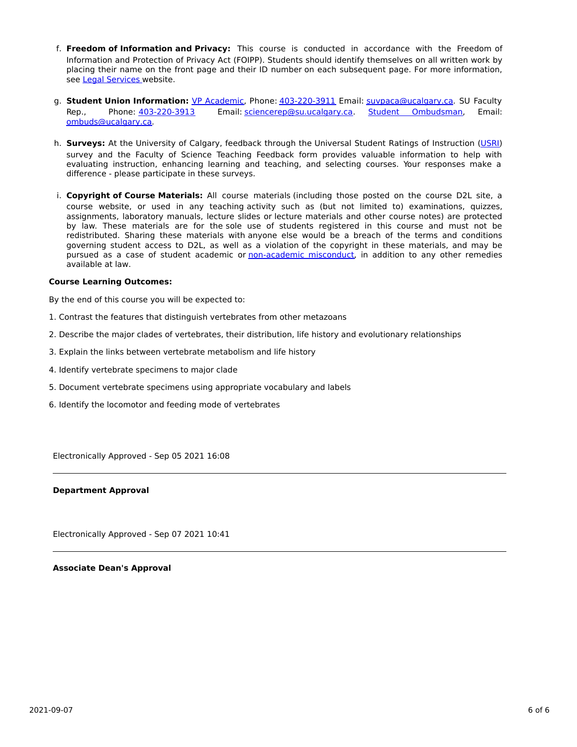f. **Freedom of Information and Privacy:** This course is conducted in accordance with the Freedom of Information and Protection of Privacy Act (FOIPP). Students should identify themselves on all written work by placing their name on the front page and their ID number on each subsequent page. For more information, see Legal Services website.

g. **Student Union Information:** VP Academic, Phone: 403-220-3911 Email: suvpaca@ucalgary.ca. SU Faculty Rep., Phone: 403-220-3913 Email: sciencerep@su.ucalgary.ca. Student Ombudsman, Email: ombuds@ucalgary.ca.

h. **Surveys:** At the University of Calgary, feedback through the Universal Student Ratings of Instruction (USRI) survey and the Faculty of Science Teaching Feedback form provides valuable information to help with evaluating instruction, enhancing learning and teaching, and selecting courses. Your responses make a difference - please participate in these surveys.

i. **Copyright of Course Materials:** All course materials (including those posted on the course D2L site, a course website, or used in any teaching activity such as (but not limited to) examinations, quizzes, assignments, laboratory manuals, lecture slides or lecture materials and other course notes) are protected by law. These materials are for the sole use of students registered in this course and must not be redistributed. Sharing these materials with anyone else would be a breach of the terms and conditions governing student access to D2L, as well as a violation of the copyright in these materials, and may be pursued as a case of student academic or non-academic misconduct, in addition to any other remedies available at law.

**Course Learning Outcomes:**

By the end of this course you will be expected to:

1. Contrast the features that distinguish vertebrates from other metazoans
2. Describe the major clades of vertebrates, their distribution, life history and evolutionary relationships
3. Explain the links between vertebrate metabolism and life history
4. Identify vertebrate specimens to major clade
5. Document vertebrate specimens using appropriate vocabulary and labels
6. Identify the locomotor and feeding mode of vertebrates

Electronically Approved - Sep 05 2021 16:08

---

**Department Approval**

Electronically Approved - Sep 07 2021 10:41

---

**Associate Dean's Approval**